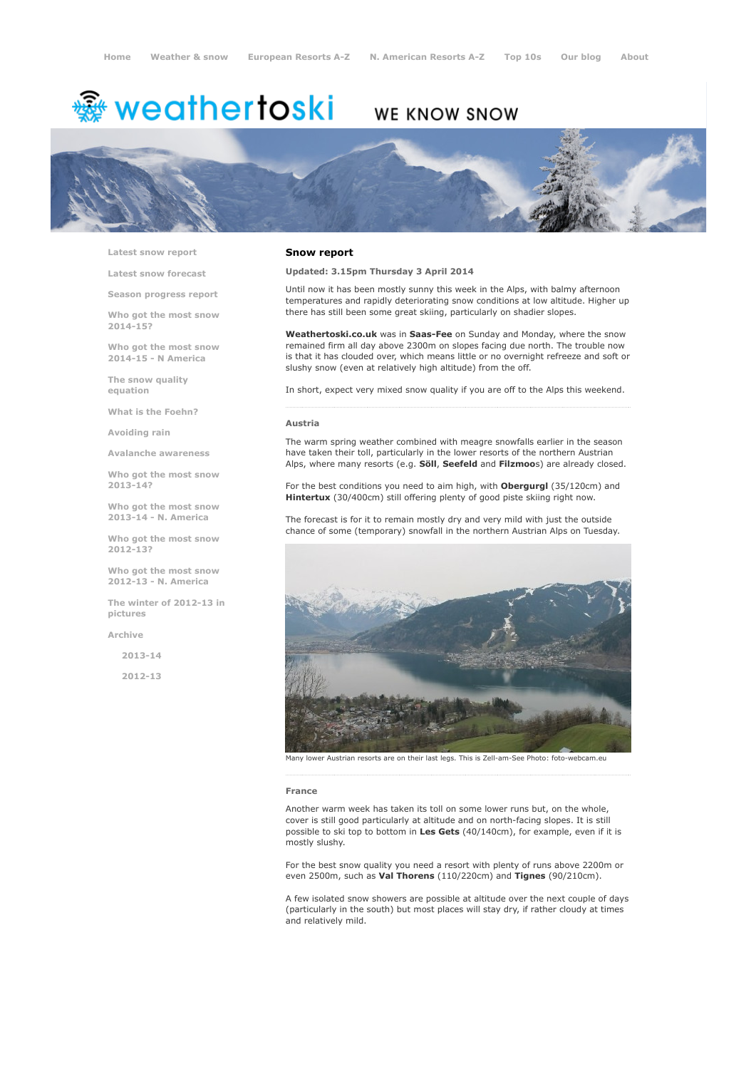Home Weather & snow European Resorts A-Z N. American Resorts A-Z Top 10s Our blog About

weathertoski WE KNOW SNOW

- Latest snow report
- Latest snow forecast
- Season progress report
- Who got the most snow 2014-15?
- Who got the most snow 2014-15 - N America
- The snow quality equation
- What is the Foehn?
- Avoiding rain
- Avalanche awareness
- Who got the most snow 2013-14?
- Who got the most snow 2013-14 - N. America
- Who got the most snow 2012-13?
- Who got the most snow 2012-13 - N. America
- The winter of 2012-13 in pictures
- Archive
  - 2013-14
  - 2012-13

## Snow report

**Updated: 3.15pm Thursday 3 April 2014**

Until now it has been mostly sunny this week in the Alps, with balmy afternoon temperatures and rapidly deteriorating snow conditions at low altitude. Higher up there has still been some great skiing, particularly on shadier slopes.

**Weathertoski.co.uk** was in **Saas-Fee** on Sunday and Monday, where the snow remained firm all day above 2300m on slopes facing due north. The trouble now is that it has clouded over, which means little or no overnight refreeze and soft or slushy snow (even at relatively high altitude) from the off.

In short, expect very mixed snow quality if you are off to the Alps this weekend.

### Austria

The warm spring weather combined with meagre snowfalls earlier in the season have taken their toll, particularly in the lower resorts of the northern Austrian Alps, where many resorts (e.g. **Söll**, **Seefeld** and **Filzmoo**s) are already closed.

For the best conditions you need to aim high, with **Obergurgl** (35/120cm) and **Hintertux** (30/400cm) still offering plenty of good piste skiing right now.

The forecast is for it to remain mostly dry and very mild with just the outside chance of some (temporary) snowfall in the northern Austrian Alps on Tuesday.

Many lower Austrian resorts are on their last legs. This is Zell-am-See Photo: foto-webcam.eu

### France

Another warm week has taken its toll on some lower runs but, on the whole, cover is still good particularly at altitude and on north-facing slopes. It is still possible to ski top to bottom in **Les Gets** (40/140cm), for example, even if it is mostly slushy.

For the best snow quality you need a resort with plenty of runs above 2200m or even 2500m, such as **Val Thorens** (110/220cm) and **Tignes** (90/210cm).

A few isolated snow showers are possible at altitude over the next couple of days (particularly in the south) but most places will stay dry, if rather cloudy at times and relatively mild.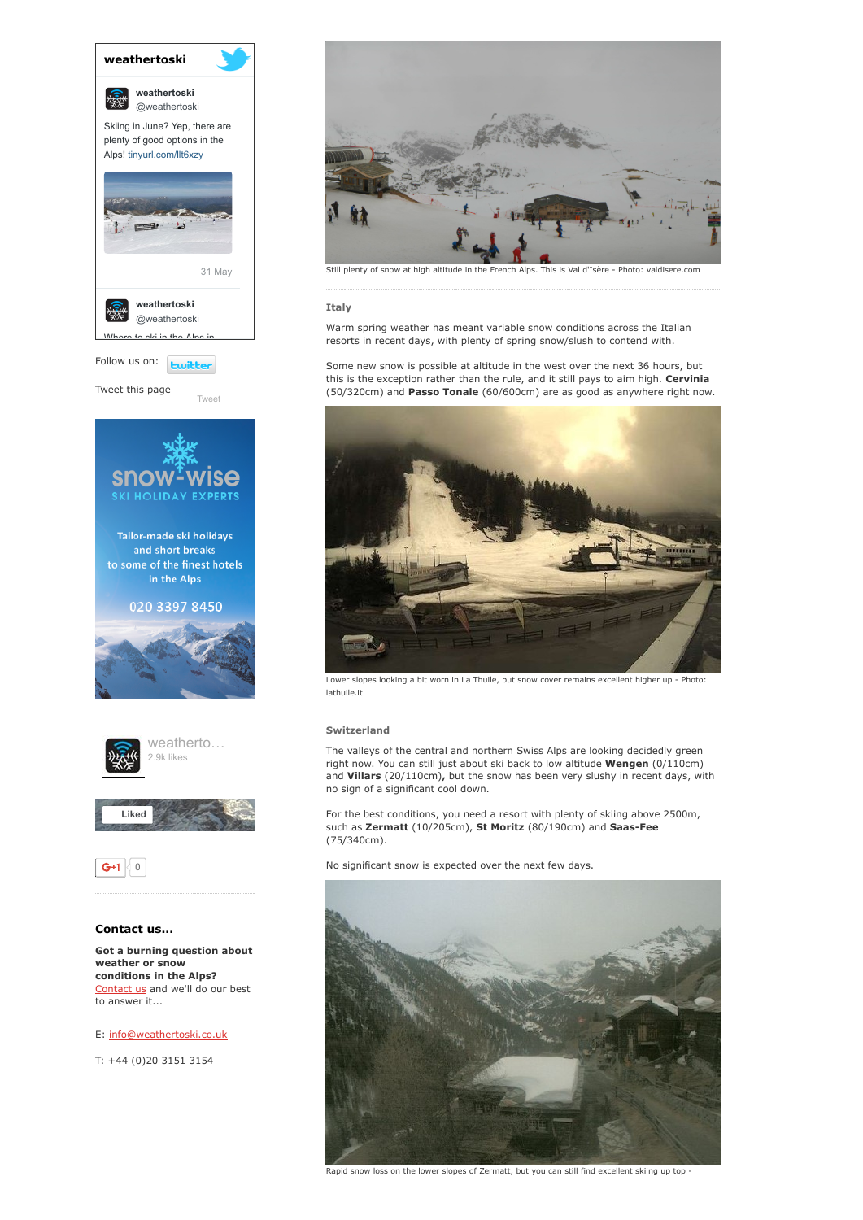**weathertoski**

**weathertoski** @weathertoski

Skiing in June? Yep, there are plenty of good options in the Alps! tinyurl.com/llt6xzy

31 May

**weathertoski** @weathertoski

Where to ski in the Alps in

Follow us on:

Tweet this page

Tweet

snow-wise SKI HOLIDAY EXPERTS

Tailor-made ski holidays and short breaks to some of the finest hotels in the Alps

020 3397 8450

weatherto... 2.9k likes

Liked

G+1 0

### Contact us...

**Got a burning question about weather or snow conditions in the Alps?** Contact us and we'll do our best to answer it...

E: info@weathertoski.co.uk

T: +44 (0)20 3151 3154

Still plenty of snow at high altitude in the French Alps. This is Val d'Isère - Photo: valdisere.com

### Italy

Warm spring weather has meant variable snow conditions across the Italian resorts in recent days, with plenty of spring snow/slush to contend with.

Some new snow is possible at altitude in the west over the next 36 hours, but this is the exception rather than the rule, and it still pays to aim high. **Cervinia** (50/320cm) and **Passo Tonale** (60/600cm) are as good as anywhere right now.

Lower slopes looking a bit worn in La Thuile, but snow cover remains excellent higher up - Photo: lathuile.it

### Switzerland

The valleys of the central and northern Swiss Alps are looking decidedly green right now. You can still just about ski back to low altitude **Wengen** (0/110cm) and **Villars** (20/110cm), but the snow has been very slushy in recent days, with no sign of a significant cool down.

For the best conditions, you need a resort with plenty of skiing above 2500m, such as **Zermatt** (10/205cm), **St Moritz** (80/190cm) and **Saas-Fee** (75/340cm).

No significant snow is expected over the next few days.

Rapid snow loss on the lower slopes of Zermatt, but you can still find excellent skiing up top -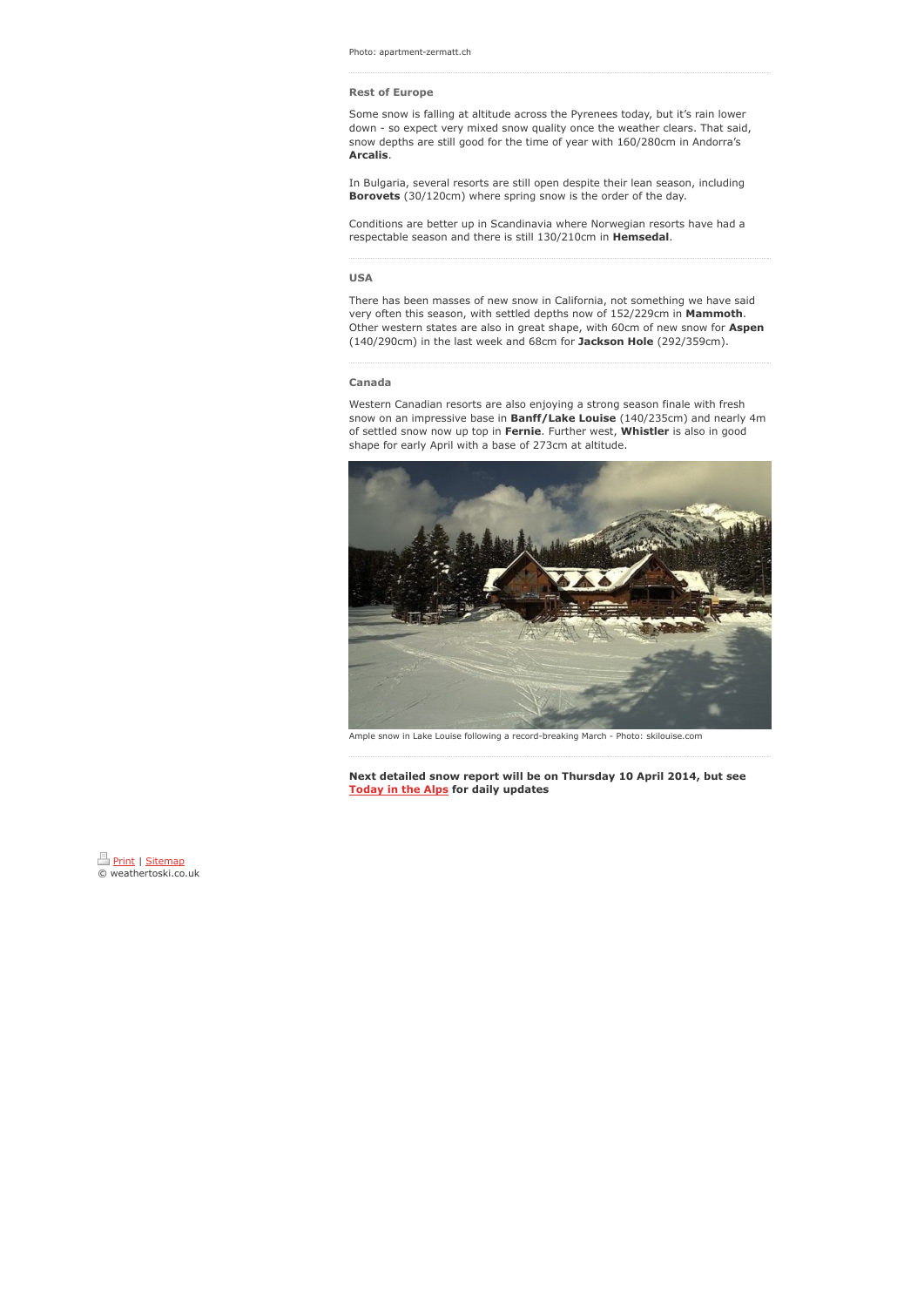Photo: apartment-zermatt.ch

### Rest of Europe

Some snow is falling at altitude across the Pyrenees today, but it's rain lower down - so expect very mixed snow quality once the weather clears. That said, snow depths are still good for the time of year with 160/280cm in Andorra's **Arcalis**.

In Bulgaria, several resorts are still open despite their lean season, including **Borovets** (30/120cm) where spring snow is the order of the day.

Conditions are better up in Scandinavia where Norwegian resorts have had a respectable season and there is still 130/210cm in **Hemsedal**.

### USA

There has been masses of new snow in California, not something we have said very often this season, with settled depths now of 152/229cm in **Mammoth**. Other western states are also in great shape, with 60cm of new snow for **Aspen** (140/290cm) in the last week and 68cm for **Jackson Hole** (292/359cm).

### Canada

Western Canadian resorts are also enjoying a strong season finale with fresh snow on an impressive base in **Banff/Lake Louise** (140/235cm) and nearly 4m of settled snow now up top in **Fernie**. Further west, **Whistler** is also in good shape for early April with a base of 273cm at altitude.

Ample snow in Lake Louise following a record-breaking March - Photo: skilouise.com

**Next detailed snow report will be on Thursday 10 April 2014, but see Today in the Alps for daily updates**

Print | Sitemap
© weathertoski.co.uk